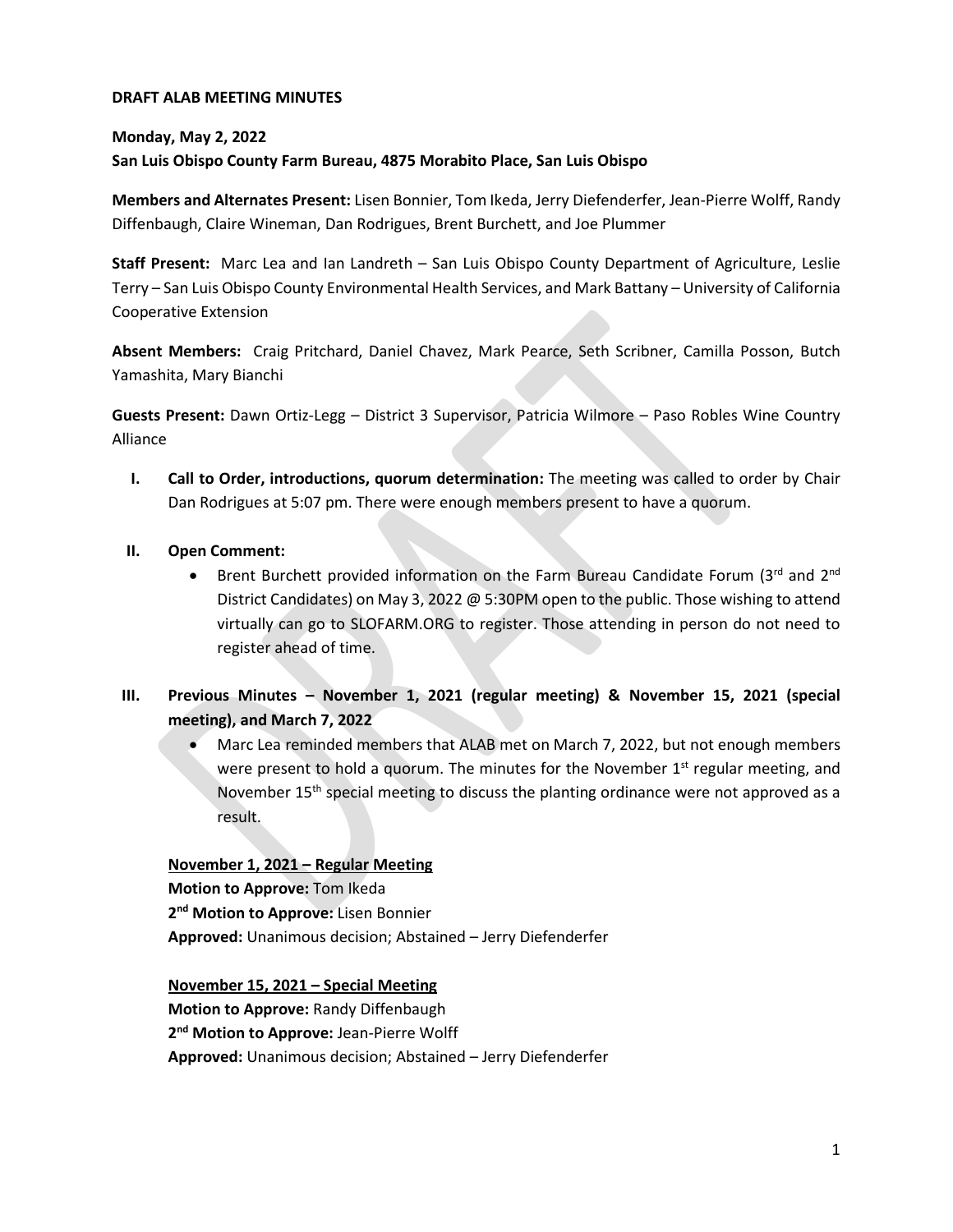**DRAFT ALAB MEETING MINUTES**

**Monday, May 2, 2022**
**San Luis Obispo County Farm Bureau, 4875 Morabito Place, San Luis Obispo**

**Members and Alternates Present:** Lisen Bonnier, Tom Ikeda, Jerry Diefenderfer, Jean-Pierre Wolff, Randy Diffenbaugh, Claire Wineman, Dan Rodrigues, Brent Burchett, and Joe Plummer

**Staff Present:** Marc Lea and Ian Landreth – San Luis Obispo County Department of Agriculture, Leslie Terry – San Luis Obispo County Environmental Health Services, and Mark Battany – University of California Cooperative Extension

**Absent Members:** Craig Pritchard, Daniel Chavez, Mark Pearce, Seth Scribner, Camilla Posson, Butch Yamashita, Mary Bianchi

**Guests Present:** Dawn Ortiz-Legg – District 3 Supervisor, Patricia Wilmore – Paso Robles Wine Country Alliance

I. **Call to Order, introductions, quorum determination:** The meeting was called to order by Chair Dan Rodrigues at 5:07 pm. There were enough members present to have a quorum.

II. **Open Comment:**
   - Brent Burchett provided information on the Farm Bureau Candidate Forum (3rd and 2nd District Candidates) on May 3, 2022 @ 5:30PM open to the public. Those wishing to attend virtually can go to SLOFARM.ORG to register. Those attending in person do not need to register ahead of time.

III. **Previous Minutes – November 1, 2021 (regular meeting) & November 15, 2021 (special meeting), and March 7, 2022**
   - Marc Lea reminded members that ALAB met on March 7, 2022, but not enough members were present to hold a quorum. The minutes for the November 1st regular meeting, and November 15th special meeting to discuss the planting ordinance were not approved as a result.

   **November 1, 2021 – Regular Meeting**
   **Motion to Approve:** Tom Ikeda
   **2nd Motion to Approve:** Lisen Bonnier
   **Approved:** Unanimous decision; Abstained – Jerry Diefenderfer

   **November 15, 2021 – Special Meeting**
   **Motion to Approve:** Randy Diffenbaugh
   **2nd Motion to Approve:** Jean-Pierre Wolff
   **Approved:** Unanimous decision; Abstained – Jerry Diefenderfer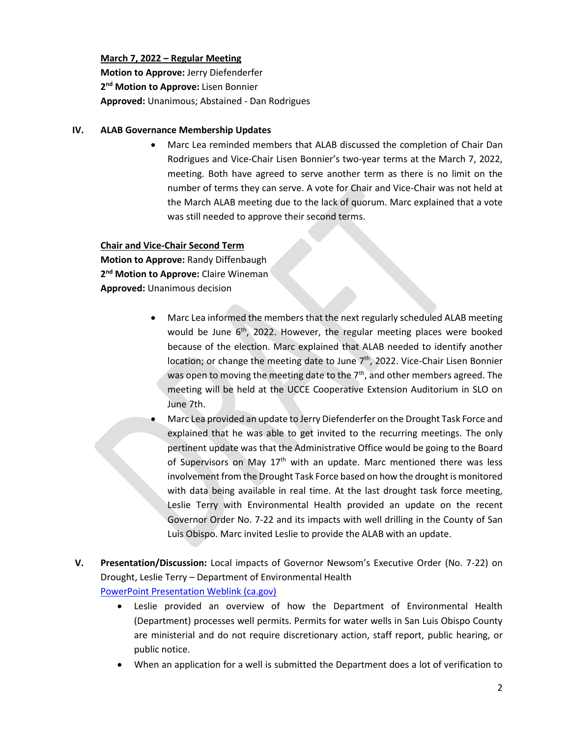**March 7, 2022 – Regular Meeting**
**Motion to Approve:** Jerry Diefenderfer
**2nd Motion to Approve:** Lisen Bonnier
**Approved:** Unanimous; Abstained - Dan Rodrigues

## IV. ALAB Governance Membership Updates

- Marc Lea reminded members that ALAB discussed the completion of Chair Dan Rodrigues and Vice-Chair Lisen Bonnier's two-year terms at the March 7, 2022, meeting. Both have agreed to serve another term as there is no limit on the number of terms they can serve. A vote for Chair and Vice-Chair was not held at the March ALAB meeting due to the lack of quorum. Marc explained that a vote was still needed to approve their second terms.

**Chair and Vice-Chair Second Term**
**Motion to Approve:** Randy Diffenbaugh
**2nd Motion to Approve:** Claire Wineman
**Approved:** Unanimous decision

- Marc Lea informed the members that the next regularly scheduled ALAB meeting would be June 6th, 2022. However, the regular meeting places were booked because of the election. Marc explained that ALAB needed to identify another location; or change the meeting date to June 7th, 2022. Vice-Chair Lisen Bonnier was open to moving the meeting date to the 7th, and other members agreed. The meeting will be held at the UCCE Cooperative Extension Auditorium in SLO on June 7th.
- Marc Lea provided an update to Jerry Diefenderfer on the Drought Task Force and explained that he was able to get invited to the recurring meetings. The only pertinent update was that the Administrative Office would be going to the Board of Supervisors on May 17th with an update. Marc mentioned there was less involvement from the Drought Task Force based on how the drought is monitored with data being available in real time. At the last drought task force meeting, Leslie Terry with Environmental Health provided an update on the recent Governor Order No. 7-22 and its impacts with well drilling in the County of San Luis Obispo. Marc invited Leslie to provide the ALAB with an update.

## V. Presentation/Discussion: Local impacts of Governor Newsom's Executive Order (No. 7-22) on Drought, Leslie Terry – Department of Environmental Health

[PowerPoint Presentation Weblink (ca.gov)]

- Leslie provided an overview of how the Department of Environmental Health (Department) processes well permits. Permits for water wells in San Luis Obispo County are ministerial and do not require discretionary action, staff report, public hearing, or public notice.
- When an application for a well is submitted the Department does a lot of verification to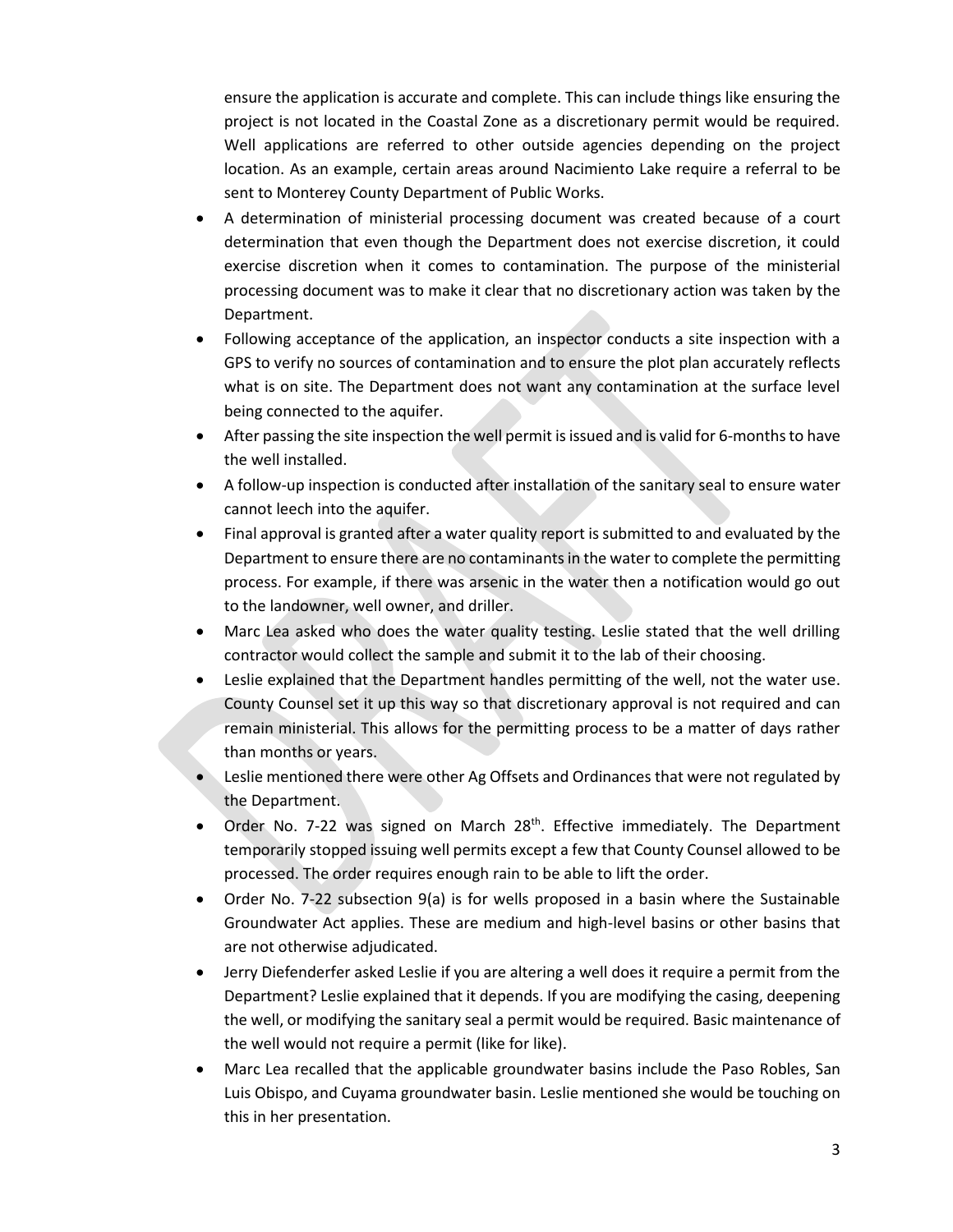ensure the application is accurate and complete. This can include things like ensuring the project is not located in the Coastal Zone as a discretionary permit would be required. Well applications are referred to other outside agencies depending on the project location. As an example, certain areas around Nacimiento Lake require a referral to be sent to Monterey County Department of Public Works.

- A determination of ministerial processing document was created because of a court determination that even though the Department does not exercise discretion, it could exercise discretion when it comes to contamination. The purpose of the ministerial processing document was to make it clear that no discretionary action was taken by the Department.
- Following acceptance of the application, an inspector conducts a site inspection with a GPS to verify no sources of contamination and to ensure the plot plan accurately reflects what is on site. The Department does not want any contamination at the surface level being connected to the aquifer.
- After passing the site inspection the well permit is issued and is valid for 6-months to have the well installed.
- A follow-up inspection is conducted after installation of the sanitary seal to ensure water cannot leech into the aquifer.
- Final approval is granted after a water quality report is submitted to and evaluated by the Department to ensure there are no contaminants in the water to complete the permitting process. For example, if there was arsenic in the water then a notification would go out to the landowner, well owner, and driller.
- Marc Lea asked who does the water quality testing. Leslie stated that the well drilling contractor would collect the sample and submit it to the lab of their choosing.
- Leslie explained that the Department handles permitting of the well, not the water use. County Counsel set it up this way so that discretionary approval is not required and can remain ministerial. This allows for the permitting process to be a matter of days rather than months or years.
- Leslie mentioned there were other Ag Offsets and Ordinances that were not regulated by the Department.
- Order No. 7-22 was signed on March 28th. Effective immediately. The Department temporarily stopped issuing well permits except a few that County Counsel allowed to be processed. The order requires enough rain to be able to lift the order.
- Order No. 7-22 subsection 9(a) is for wells proposed in a basin where the Sustainable Groundwater Act applies. These are medium and high-level basins or other basins that are not otherwise adjudicated.
- Jerry Diefenderfer asked Leslie if you are altering a well does it require a permit from the Department? Leslie explained that it depends. If you are modifying the casing, deepening the well, or modifying the sanitary seal a permit would be required. Basic maintenance of the well would not require a permit (like for like).
- Marc Lea recalled that the applicable groundwater basins include the Paso Robles, San Luis Obispo, and Cuyama groundwater basin. Leslie mentioned she would be touching on this in her presentation.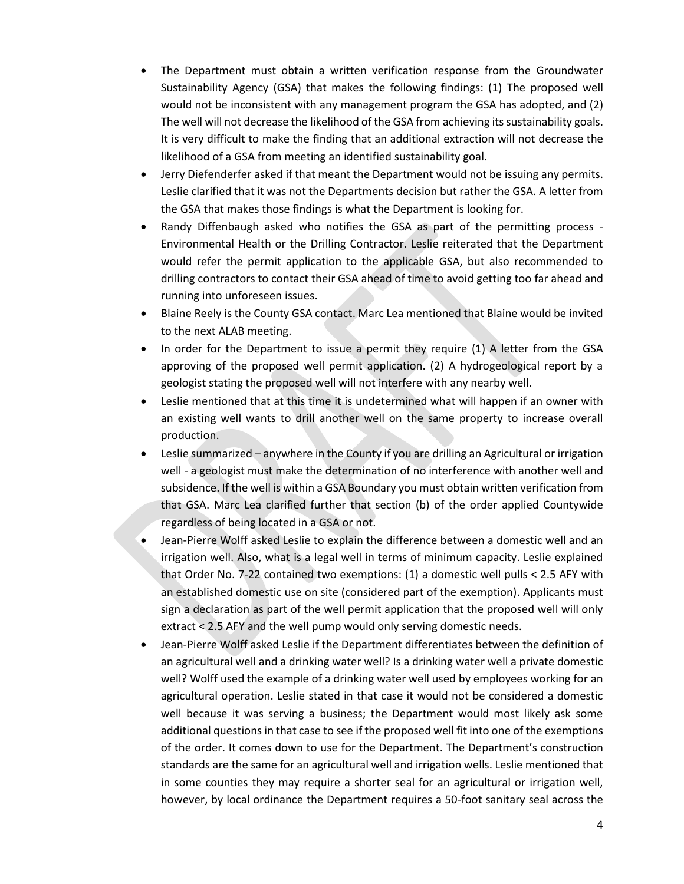- The Department must obtain a written verification response from the Groundwater Sustainability Agency (GSA) that makes the following findings: (1) The proposed well would not be inconsistent with any management program the GSA has adopted, and (2) The well will not decrease the likelihood of the GSA from achieving its sustainability goals. It is very difficult to make the finding that an additional extraction will not decrease the likelihood of a GSA from meeting an identified sustainability goal.
- Jerry Diefenderfer asked if that meant the Department would not be issuing any permits. Leslie clarified that it was not the Departments decision but rather the GSA. A letter from the GSA that makes those findings is what the Department is looking for.
- Randy Diffenbaugh asked who notifies the GSA as part of the permitting process - Environmental Health or the Drilling Contractor. Leslie reiterated that the Department would refer the permit application to the applicable GSA, but also recommended to drilling contractors to contact their GSA ahead of time to avoid getting too far ahead and running into unforeseen issues.
- Blaine Reely is the County GSA contact. Marc Lea mentioned that Blaine would be invited to the next ALAB meeting.
- In order for the Department to issue a permit they require (1) A letter from the GSA approving of the proposed well permit application. (2) A hydrogeological report by a geologist stating the proposed well will not interfere with any nearby well.
- Leslie mentioned that at this time it is undetermined what will happen if an owner with an existing well wants to drill another well on the same property to increase overall production.
- Leslie summarized – anywhere in the County if you are drilling an Agricultural or irrigation well - a geologist must make the determination of no interference with another well and subsidence. If the well is within a GSA Boundary you must obtain written verification from that GSA. Marc Lea clarified further that section (b) of the order applied Countywide regardless of being located in a GSA or not.
- Jean-Pierre Wolff asked Leslie to explain the difference between a domestic well and an irrigation well. Also, what is a legal well in terms of minimum capacity. Leslie explained that Order No. 7-22 contained two exemptions: (1) a domestic well pulls < 2.5 AFY with an established domestic use on site (considered part of the exemption). Applicants must sign a declaration as part of the well permit application that the proposed well will only extract < 2.5 AFY and the well pump would only serving domestic needs.
- Jean-Pierre Wolff asked Leslie if the Department differentiates between the definition of an agricultural well and a drinking water well? Is a drinking water well a private domestic well? Wolff used the example of a drinking water well used by employees working for an agricultural operation. Leslie stated in that case it would not be considered a domestic well because it was serving a business; the Department would most likely ask some additional questions in that case to see if the proposed well fit into one of the exemptions of the order. It comes down to use for the Department. The Department's construction standards are the same for an agricultural well and irrigation wells. Leslie mentioned that in some counties they may require a shorter seal for an agricultural or irrigation well, however, by local ordinance the Department requires a 50-foot sanitary seal across the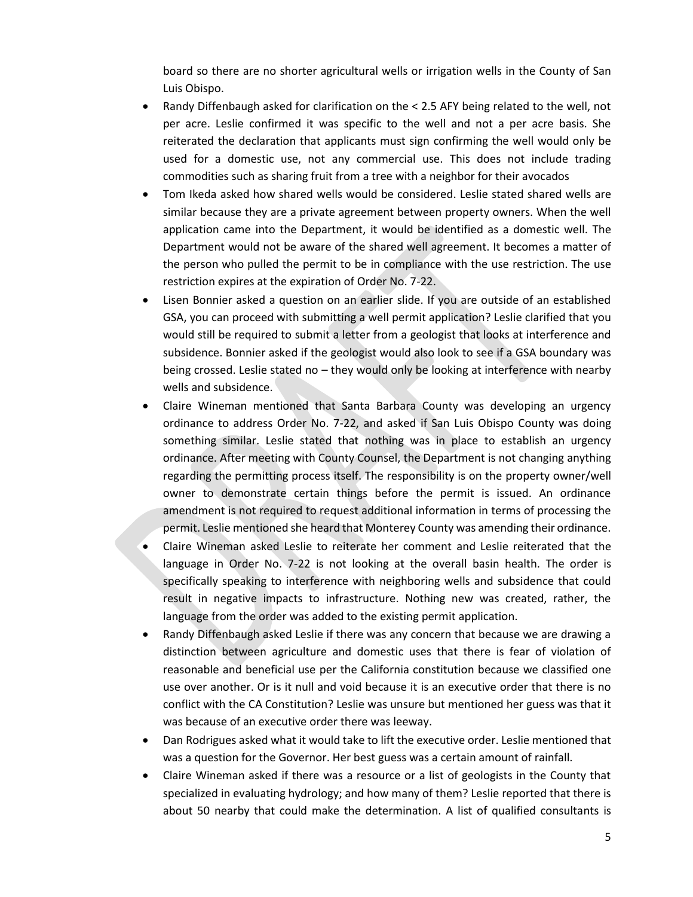board so there are no shorter agricultural wells or irrigation wells in the County of San Luis Obispo.

- Randy Diffenbaugh asked for clarification on the < 2.5 AFY being related to the well, not per acre. Leslie confirmed it was specific to the well and not a per acre basis. She reiterated the declaration that applicants must sign confirming the well would only be used for a domestic use, not any commercial use. This does not include trading commodities such as sharing fruit from a tree with a neighbor for their avocados
- Tom Ikeda asked how shared wells would be considered. Leslie stated shared wells are similar because they are a private agreement between property owners. When the well application came into the Department, it would be identified as a domestic well. The Department would not be aware of the shared well agreement. It becomes a matter of the person who pulled the permit to be in compliance with the use restriction. The use restriction expires at the expiration of Order No. 7-22.
- Lisen Bonnier asked a question on an earlier slide. If you are outside of an established GSA, you can proceed with submitting a well permit application? Leslie clarified that you would still be required to submit a letter from a geologist that looks at interference and subsidence. Bonnier asked if the geologist would also look to see if a GSA boundary was being crossed. Leslie stated no – they would only be looking at interference with nearby wells and subsidence.
- Claire Wineman mentioned that Santa Barbara County was developing an urgency ordinance to address Order No. 7-22, and asked if San Luis Obispo County was doing something similar. Leslie stated that nothing was in place to establish an urgency ordinance. After meeting with County Counsel, the Department is not changing anything regarding the permitting process itself. The responsibility is on the property owner/well owner to demonstrate certain things before the permit is issued. An ordinance amendment is not required to request additional information in terms of processing the permit. Leslie mentioned she heard that Monterey County was amending their ordinance.
- Claire Wineman asked Leslie to reiterate her comment and Leslie reiterated that the language in Order No. 7-22 is not looking at the overall basin health. The order is specifically speaking to interference with neighboring wells and subsidence that could result in negative impacts to infrastructure. Nothing new was created, rather, the language from the order was added to the existing permit application.
- Randy Diffenbaugh asked Leslie if there was any concern that because we are drawing a distinction between agriculture and domestic uses that there is fear of violation of reasonable and beneficial use per the California constitution because we classified one use over another. Or is it null and void because it is an executive order that there is no conflict with the CA Constitution? Leslie was unsure but mentioned her guess was that it was because of an executive order there was leeway.
- Dan Rodrigues asked what it would take to lift the executive order. Leslie mentioned that was a question for the Governor. Her best guess was a certain amount of rainfall.
- Claire Wineman asked if there was a resource or a list of geologists in the County that specialized in evaluating hydrology; and how many of them? Leslie reported that there is about 50 nearby that could make the determination. A list of qualified consultants is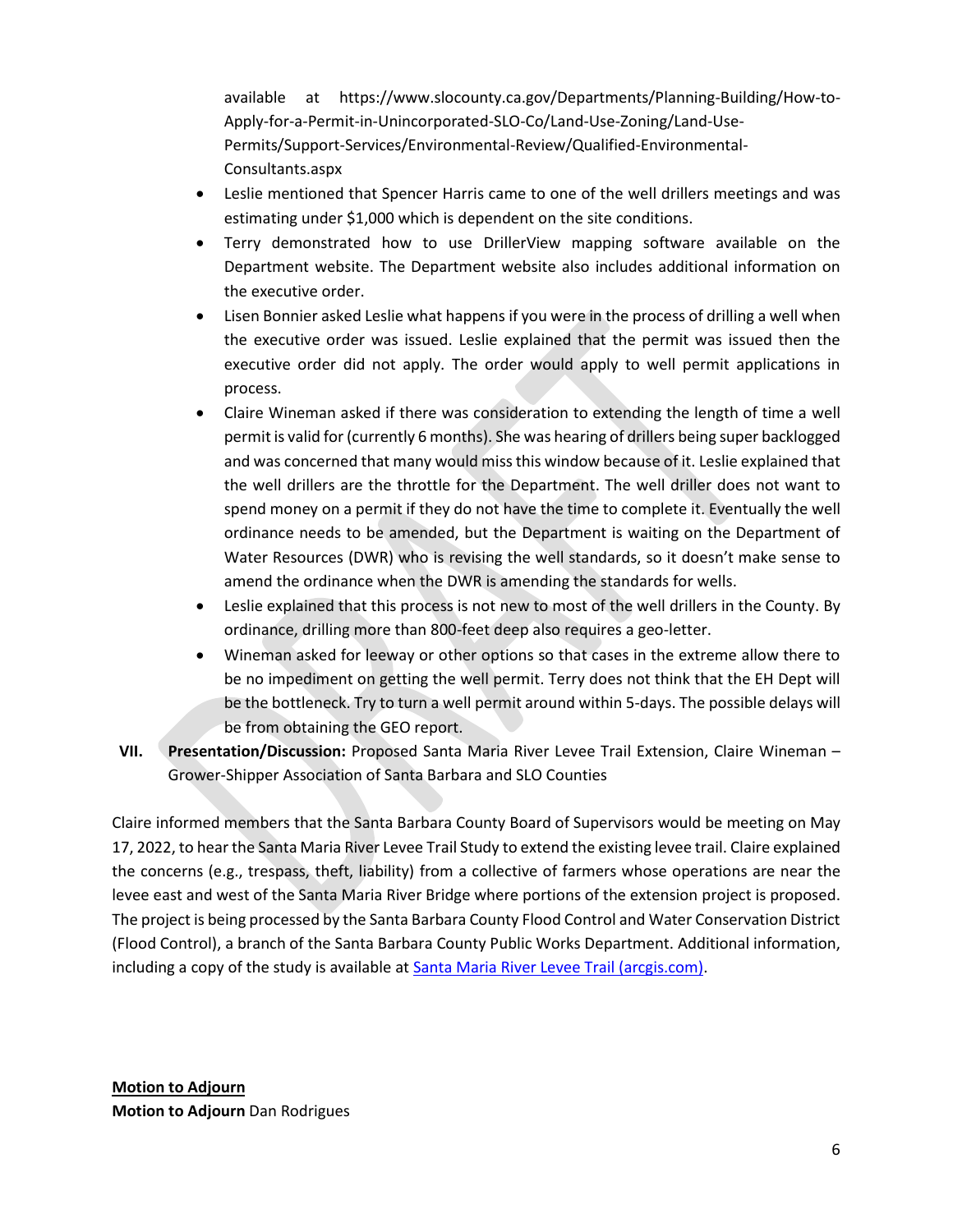available at https://www.slocounty.ca.gov/Departments/Planning-Building/How-to-Apply-for-a-Permit-in-Unincorporated-SLO-Co/Land-Use-Zoning/Land-Use-Permits/Support-Services/Environmental-Review/Qualified-Environmental-Consultants.aspx

- Leslie mentioned that Spencer Harris came to one of the well drillers meetings and was estimating under $1,000 which is dependent on the site conditions.
- Terry demonstrated how to use DrillerView mapping software available on the Department website. The Department website also includes additional information on the executive order.
- Lisen Bonnier asked Leslie what happens if you were in the process of drilling a well when the executive order was issued. Leslie explained that the permit was issued then the executive order did not apply. The order would apply to well permit applications in process.
- Claire Wineman asked if there was consideration to extending the length of time a well permit is valid for (currently 6 months). She was hearing of drillers being super backlogged and was concerned that many would miss this window because of it. Leslie explained that the well drillers are the throttle for the Department. The well driller does not want to spend money on a permit if they do not have the time to complete it. Eventually the well ordinance needs to be amended, but the Department is waiting on the Department of Water Resources (DWR) who is revising the well standards, so it doesn't make sense to amend the ordinance when the DWR is amending the standards for wells.
- Leslie explained that this process is not new to most of the well drillers in the County. By ordinance, drilling more than 800-feet deep also requires a geo-letter.
- Wineman asked for leeway or other options so that cases in the extreme allow there to be no impediment on getting the well permit. Terry does not think that the EH Dept will be the bottleneck. Try to turn a well permit around within 5-days. The possible delays will be from obtaining the GEO report.

**VII. Presentation/Discussion:** Proposed Santa Maria River Levee Trail Extension, Claire Wineman – Grower-Shipper Association of Santa Barbara and SLO Counties

Claire informed members that the Santa Barbara County Board of Supervisors would be meeting on May 17, 2022, to hear the Santa Maria River Levee Trail Study to extend the existing levee trail. Claire explained the concerns (e.g., trespass, theft, liability) from a collective of farmers whose operations are near the levee east and west of the Santa Maria River Bridge where portions of the extension project is proposed. The project is being processed by the Santa Barbara County Flood Control and Water Conservation District (Flood Control), a branch of the Santa Barbara County Public Works Department. Additional information, including a copy of the study is available at [Santa Maria River Levee Trail (arcgis.com)](Santa Maria River Levee Trail (arcgis.com)).

**Motion to Adjourn**

**Motion to Adjourn** Dan Rodrigues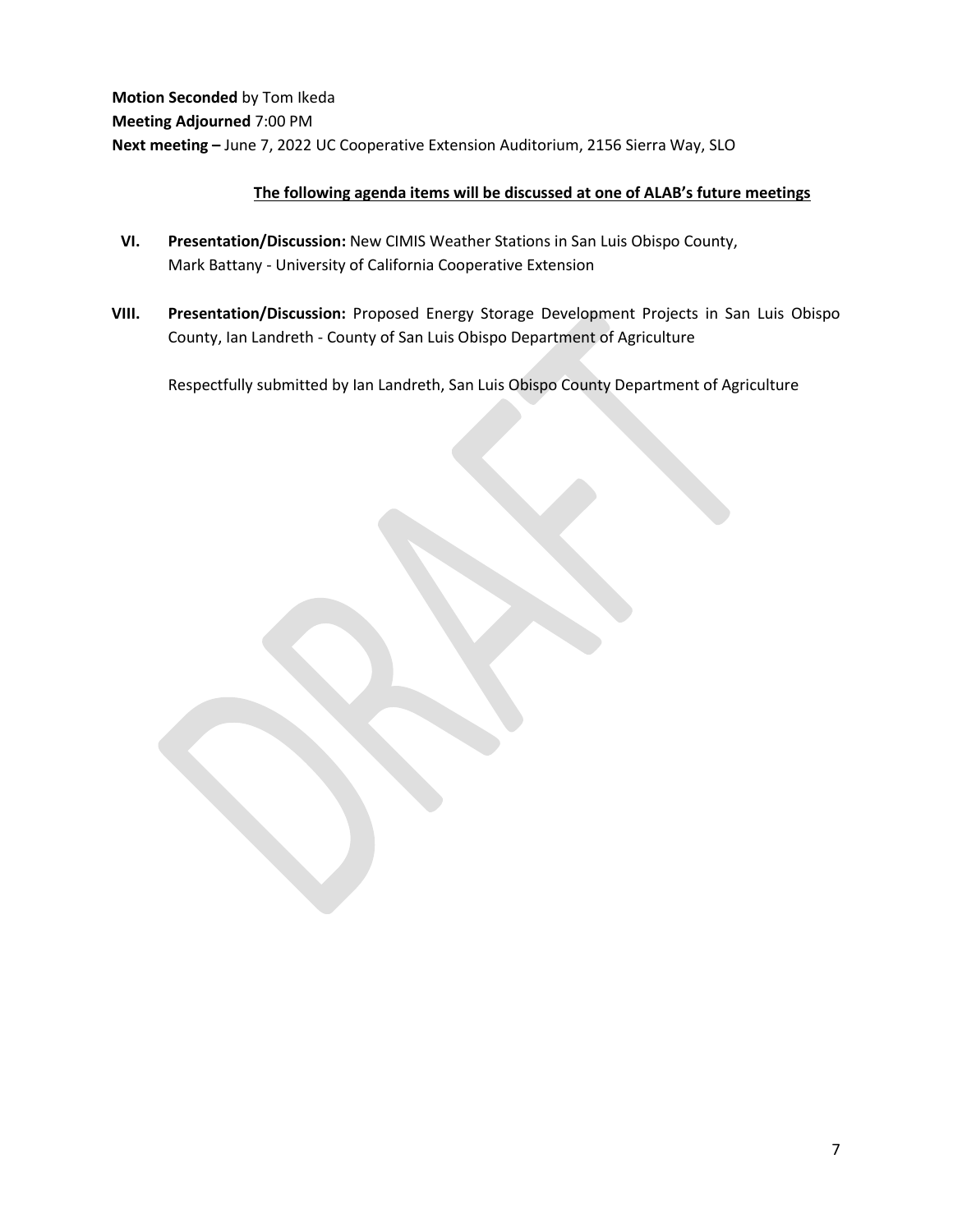**Motion Seconded** by Tom Ikeda
**Meeting Adjourned** 7:00 PM
**Next meeting –** June 7, 2022 UC Cooperative Extension Auditorium, 2156 Sierra Way, SLO

**The following agenda items will be discussed at one of ALAB's future meetings**

**VI. Presentation/Discussion:** New CIMIS Weather Stations in San Luis Obispo County, Mark Battany - University of California Cooperative Extension

**VIII. Presentation/Discussion:** Proposed Energy Storage Development Projects in San Luis Obispo County, Ian Landreth - County of San Luis Obispo Department of Agriculture

Respectfully submitted by Ian Landreth, San Luis Obispo County Department of Agriculture